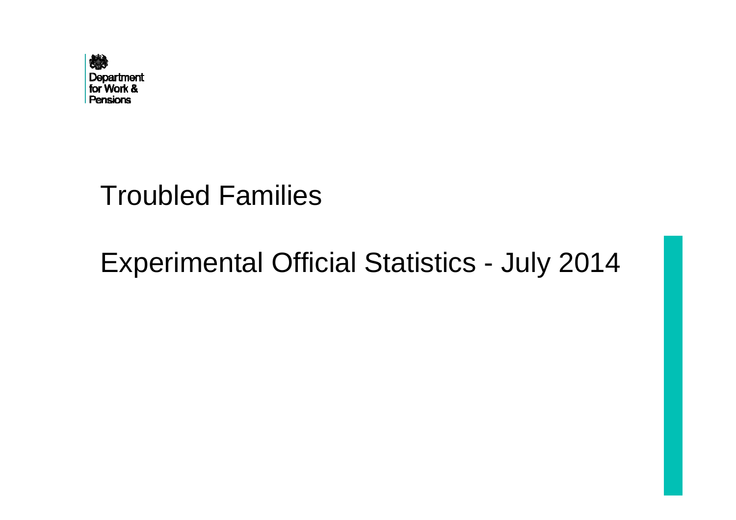Department for Work & Pensions

# Troubled Families

## Experimental Official Statistics - July 2014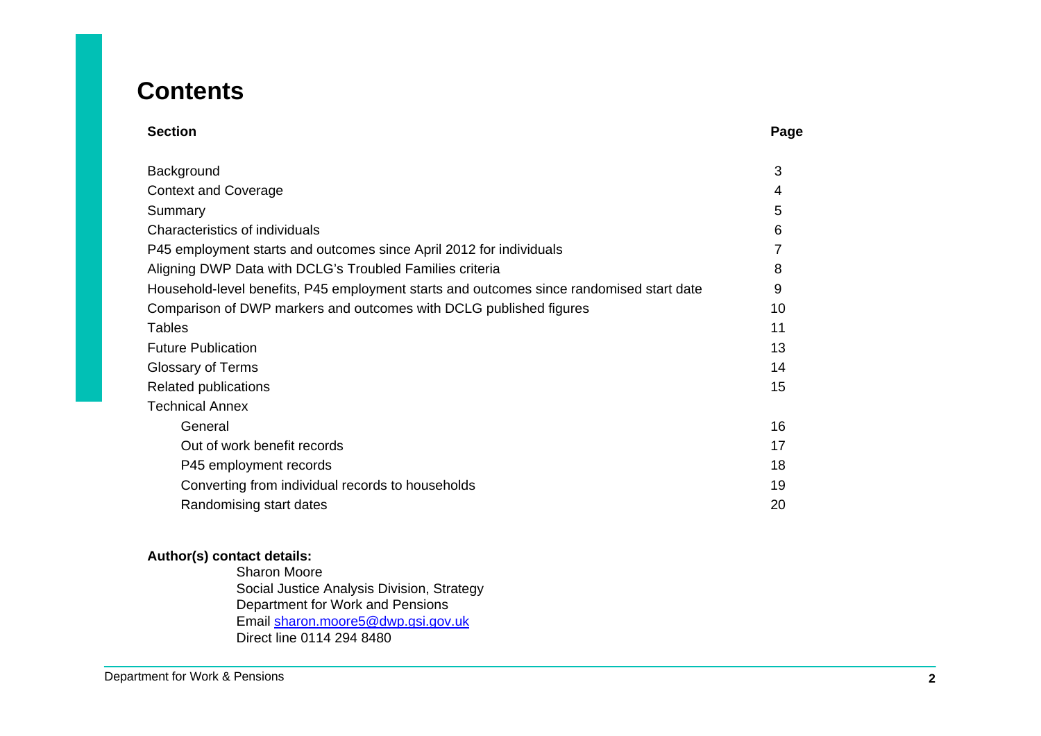# Contents

| Section | Page |
| --- | --- |
| Background | 3 |
| Context and Coverage | 4 |
| Summary | 5 |
| Characteristics of individuals | 6 |
| P45 employment starts and outcomes since April 2012 for individuals | 7 |
| Aligning DWP Data with DCLG's Troubled Families criteria | 8 |
| Household-level benefits, P45 employment starts and outcomes since randomised start date | 9 |
| Comparison of DWP markers and outcomes with DCLG published figures | 10 |
| Tables | 11 |
| Future Publication | 13 |
| Glossary of Terms | 14 |
| Related publications | 15 |
| Technical Annex | |
| General | 16 |
| Out of work benefit records | 17 |
| P45 employment records | 18 |
| Converting from individual records to households | 19 |
| Randomising start dates | 20 |

**Author(s) contact details:**

Sharon Moore
Social Justice Analysis Division, Strategy
Department for Work and Pensions
Email sharon.moore5@dwp.gsi.gov.uk
Direct line 0114 294 8480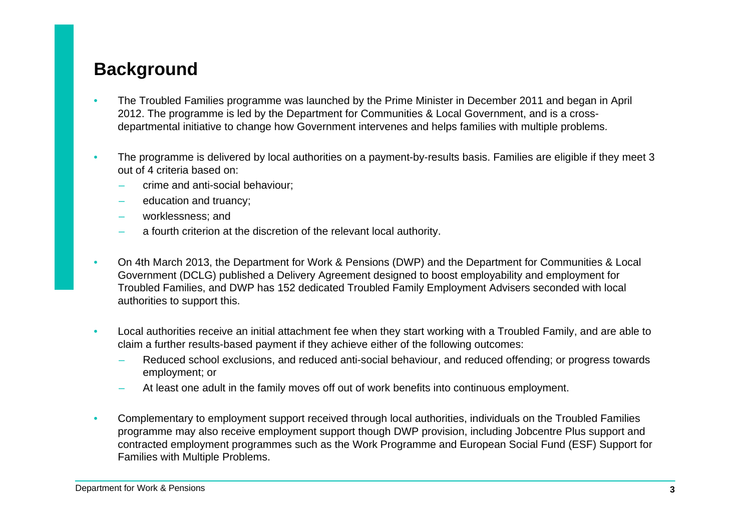## Background

- The Troubled Families programme was launched by the Prime Minister in December 2011 and began in April 2012. The programme is led by the Department for Communities & Local Government, and is a cross-departmental initiative to change how Government intervenes and helps families with multiple problems.

- The programme is delivered by local authorities on a payment-by-results basis. Families are eligible if they meet 3 out of 4 criteria based on:
  - crime and anti-social behaviour;
  - education and truancy;
  - worklessness; and
  - a fourth criterion at the discretion of the relevant local authority.

- On 4th March 2013, the Department for Work & Pensions (DWP) and the Department for Communities & Local Government (DCLG) published a Delivery Agreement designed to boost employability and employment for Troubled Families, and DWP has 152 dedicated Troubled Family Employment Advisers seconded with local authorities to support this.

- Local authorities receive an initial attachment fee when they start working with a Troubled Family, and are able to claim a further results-based payment if they achieve either of the following outcomes:
  - Reduced school exclusions, and reduced anti-social behaviour, and reduced offending; or progress towards employment; or
  - At least one adult in the family moves off out of work benefits into continuous employment.

- Complementary to employment support received through local authorities, individuals on the Troubled Families programme may also receive employment support though DWP provision, including Jobcentre Plus support and contracted employment programmes such as the Work Programme and European Social Fund (ESF) Support for Families with Multiple Problems.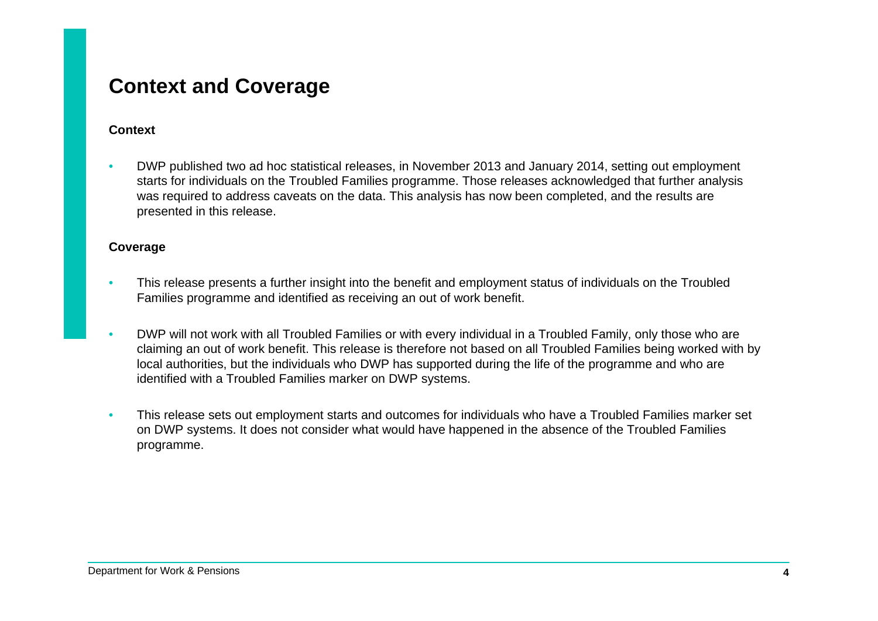# Context and Coverage

### Context

- DWP published two ad hoc statistical releases, in November 2013 and January 2014, setting out employment starts for individuals on the Troubled Families programme. Those releases acknowledged that further analysis was required to address caveats on the data. This analysis has now been completed, and the results are presented in this release.

### Coverage

- This release presents a further insight into the benefit and employment status of individuals on the Troubled Families programme and identified as receiving an out of work benefit.

- DWP will not work with all Troubled Families or with every individual in a Troubled Family, only those who are claiming an out of work benefit. This release is therefore not based on all Troubled Families being worked with by local authorities, but the individuals who DWP has supported during the life of the programme and who are identified with a Troubled Families marker on DWP systems.

- This release sets out employment starts and outcomes for individuals who have a Troubled Families marker set on DWP systems. It does not consider what would have happened in the absence of the Troubled Families programme.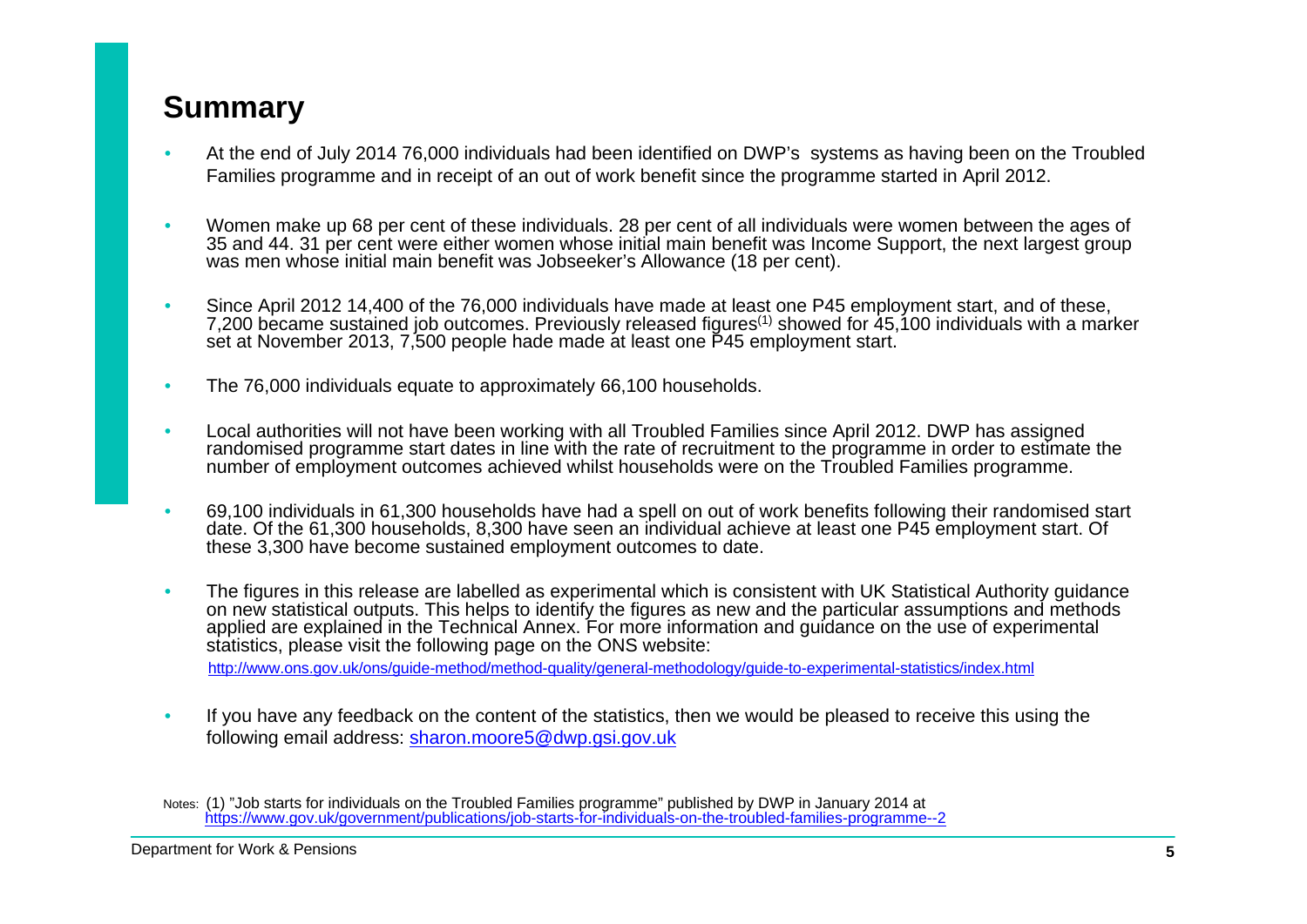## Summary

- At the end of July 2014 76,000 individuals had been identified on DWP's systems as having been on the Troubled Families programme and in receipt of an out of work benefit since the programme started in April 2012.
- Women make up 68 per cent of these individuals. 28 per cent of all individuals were women between the ages of 35 and 44. 31 per cent were either women whose initial main benefit was Income Support, the next largest group was men whose initial main benefit was Jobseeker's Allowance (18 per cent).
- Since April 2012 14,400 of the 76,000 individuals have made at least one P45 employment start, and of these, 7,200 became sustained job outcomes. Previously released figures(1) showed for 45,100 individuals with a marker set at November 2013, 7,500 people hade made at least one P45 employment start.
- The 76,000 individuals equate to approximately 66,100 households.
- Local authorities will not have been working with all Troubled Families since April 2012. DWP has assigned randomised programme start dates in line with the rate of recruitment to the programme in order to estimate the number of employment outcomes achieved whilst households were on the Troubled Families programme.
- 69,100 individuals in 61,300 households have had a spell on out of work benefits following their randomised start date. Of the 61,300 households, 8,300 have seen an individual achieve at least one P45 employment start. Of these 3,300 have become sustained employment outcomes to date.
- The figures in this release are labelled as experimental which is consistent with UK Statistical Authority guidance on new statistical outputs. This helps to identify the figures as new and the particular assumptions and methods applied are explained in the Technical Annex. For more information and guidance on the use of experimental statistics, please visit the following page on the ONS website:

  http://www.ons.gov.uk/ons/guide-method/method-quality/general-methodology/guide-to-experimental-statistics/index.html

- If you have any feedback on the content of the statistics, then we would be pleased to receive this using the following email address: sharon.moore5@dwp.gsi.gov.uk

Notes: (1) "Job starts for individuals on the Troubled Families programme" published by DWP in January 2014 at https://www.gov.uk/government/publications/job-starts-for-individuals-on-the-troubled-families-programme--2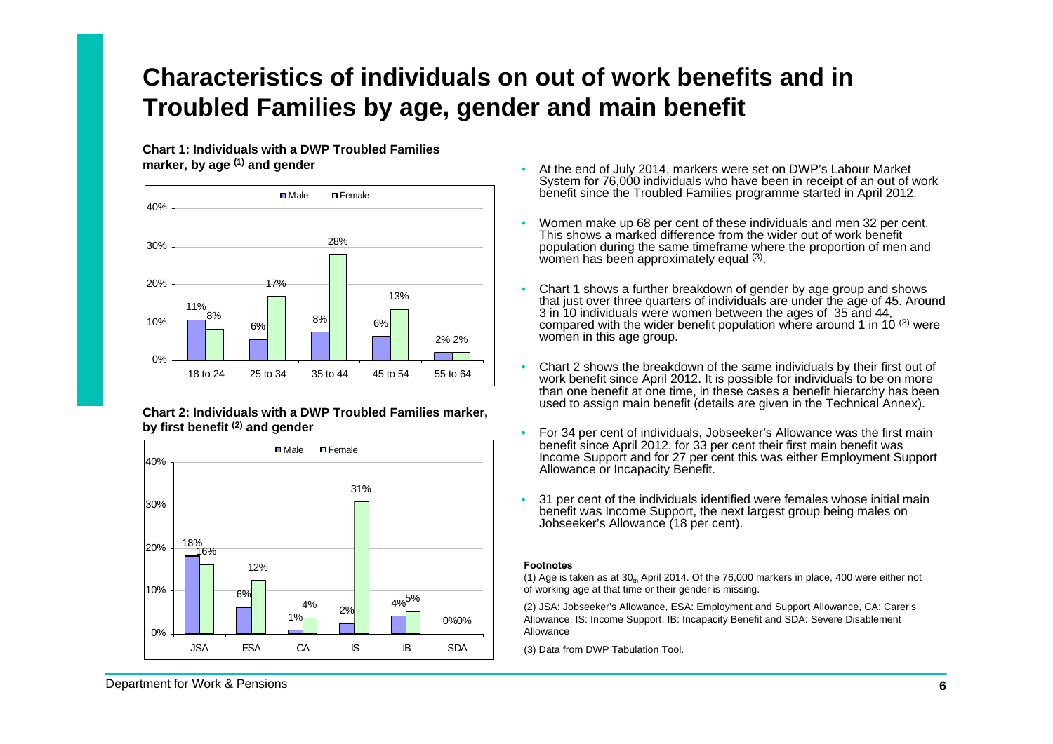# Characteristics of individuals on out of work benefits and in Troubled Families by age, gender and main benefit

**Chart 1: Individuals with a DWP Troubled Families marker, by age [(1)] and gender**

| Age | Male | Female |
|---|---|---|
| 18 to 24 | 11% | 8% |
| 25 to 34 | 6% | 17% |
| 35 to 44 | 8% | 28% |
| 45 to 54 | 6% | 13% |
| 55 to 64 | 2% | 2% |

**Chart 2: Individuals with a DWP Troubled Families marker, by first benefit [(2)] and gender**

| Benefit | Male | Female |
|---|---|---|
| JSA | 18% | 16% |
| ESA | 6% | 12% |
| CA | 1% | 4% |
| IS | 2% | 31% |
| IB | 4% | 5% |
| SDA | 0% | 0% |

- At the end of July 2014, markers were set on DWP's Labour Market System for 76,000 individuals who have been in receipt of an out of work benefit since the Troubled Families programme started in April 2012.
- Women make up 68 per cent of these individuals and men 32 per cent. This shows a marked difference from the wider out of work benefit population during the same timeframe where the proportion of men and women has been approximately equal [(3)].
- Chart 1 shows a further breakdown of gender by age group and shows that just over three quarters of individuals are under the age of 45. Around 3 in 10 individuals were women between the ages of 35 and 44, compared with the wider benefit population where around 1 in 10 [(3)] were women in this age group.
- Chart 2 shows the breakdown of the same individuals by their first out of work benefit since April 2012. It is possible for individuals to be on more than one benefit at one time, in these cases a benefit hierarchy has been used to assign main benefit (details are given in the Technical Annex).
- For 34 per cent of individuals, Jobseeker's Allowance was the first main benefit since April 2012, for 33 per cent their first main benefit was Income Support and for 27 per cent this was either Employment Support Allowance or Incapacity Benefit.
- 31 per cent of the individuals identified were females whose initial main benefit was Income Support, the next largest group being males on Jobseeker's Allowance (18 per cent).

**Footnotes**

(1) Age is taken as at 30th April 2014. Of the 76,000 markers in place, 400 were either not of working age at that time or their gender is missing.

(2) JSA: Jobseeker's Allowance, ESA: Employment and Support Allowance, CA: Carer's Allowance, IS: Income Support, IB: Incapacity Benefit and SDA: Severe Disablement Allowance

(3) Data from DWP Tabulation Tool.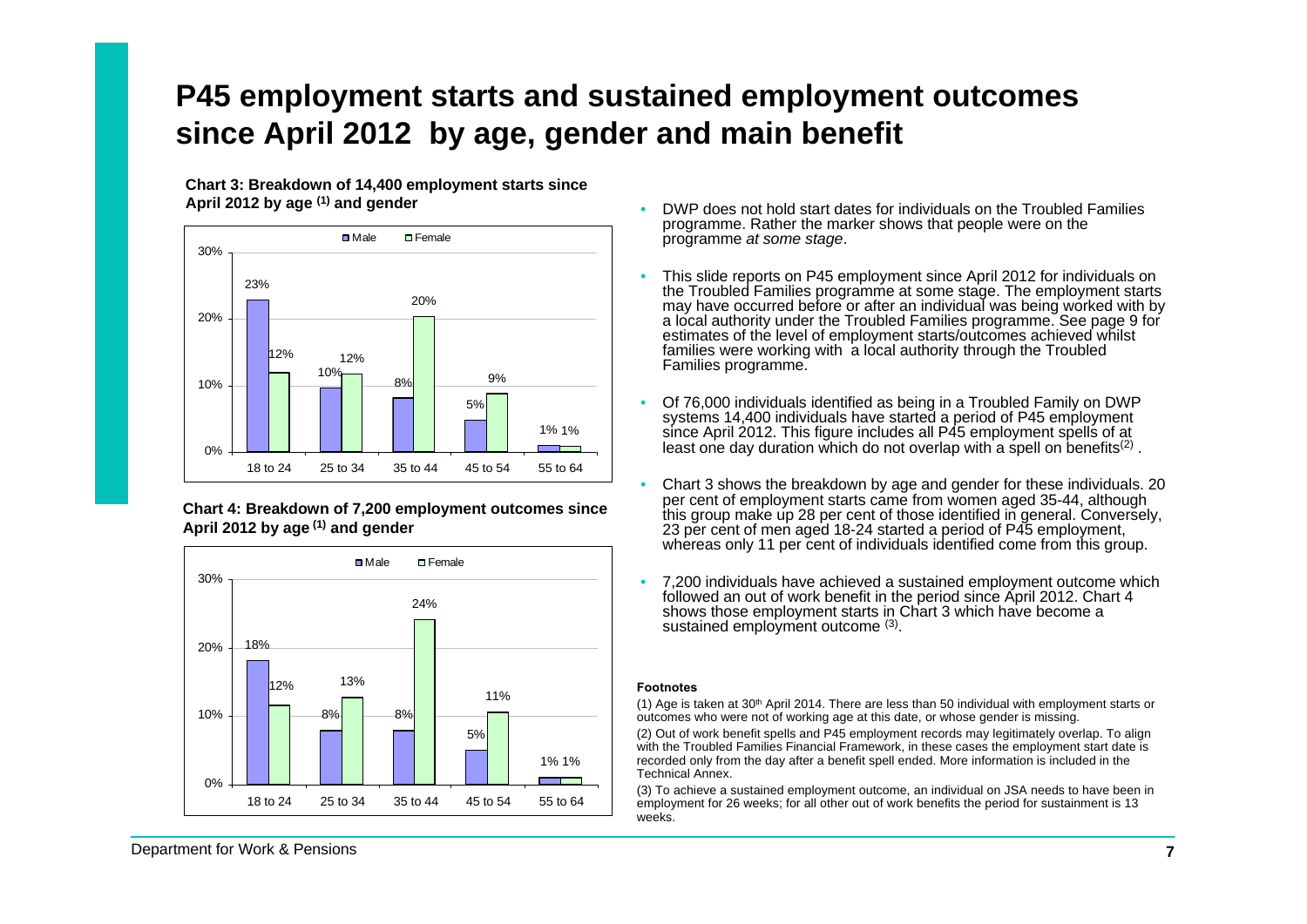# P45 employment starts and sustained employment outcomes since April 2012 by age, gender and main benefit

**Chart 3: Breakdown of 14,400 employment starts since April 2012 by age (1) and gender**

| Age | Male | Female |
|---|---|---|
| 18 to 24 | 23% | 12% |
| 25 to 34 | 10% | 12% |
| 35 to 44 | 8% | 20% |
| 45 to 54 | 5% | 9% |
| 55 to 64 | 1% | 1% |

**Chart 4: Breakdown of 7,200 employment outcomes since April 2012 by age (1) and gender**

| Age | Male | Female |
|---|---|---|
| 18 to 24 | 18% | 12% |
| 25 to 34 | 8% | 13% |
| 35 to 44 | 8% | 24% |
| 45 to 54 | 5% | 11% |
| 55 to 64 | 1% | 1% |

- DWP does not hold start dates for individuals on the Troubled Families programme. Rather the marker shows that people were on the programme *at some stage*.
- This slide reports on P45 employment since April 2012 for individuals on the Troubled Families programme at some stage. The employment starts may have occurred before or after an individual was being worked with by a local authority under the Troubled Families programme. See page 9 for estimates of the level of employment starts/outcomes achieved whilst families were working with a local authority through the Troubled Families programme.
- Of 76,000 individuals identified as being in a Troubled Family on DWP systems 14,400 individuals have started a period of P45 employment since April 2012. This figure includes all P45 employment spells of at least one day duration which do not overlap with a spell on benefits(2) .
- Chart 3 shows the breakdown by age and gender for these individuals. 20 per cent of employment starts came from women aged 35-44, although this group make up 28 per cent of those identified in general. Conversely, 23 per cent of men aged 18-24 started a period of P45 employment, whereas only 11 per cent of individuals identified come from this group.
- 7,200 individuals have achieved a sustained employment outcome which followed an out of work benefit in the period since April 2012. Chart 4 shows those employment starts in Chart 3 which have become a sustained employment outcome (3).

**Footnotes**

(1) Age is taken at 30th April 2014. There are less than 50 individual with employment starts or outcomes who were not of working age at this date, or whose gender is missing.

(2) Out of work benefit spells and P45 employment records may legitimately overlap. To align with the Troubled Families Financial Framework, in these cases the employment start date is recorded only from the day after a benefit spell ended. More information is included in the Technical Annex.

(3) To achieve a sustained employment outcome, an individual on JSA needs to have been in employment for 26 weeks; for all other out of work benefits the period for sustainment is 13 weeks.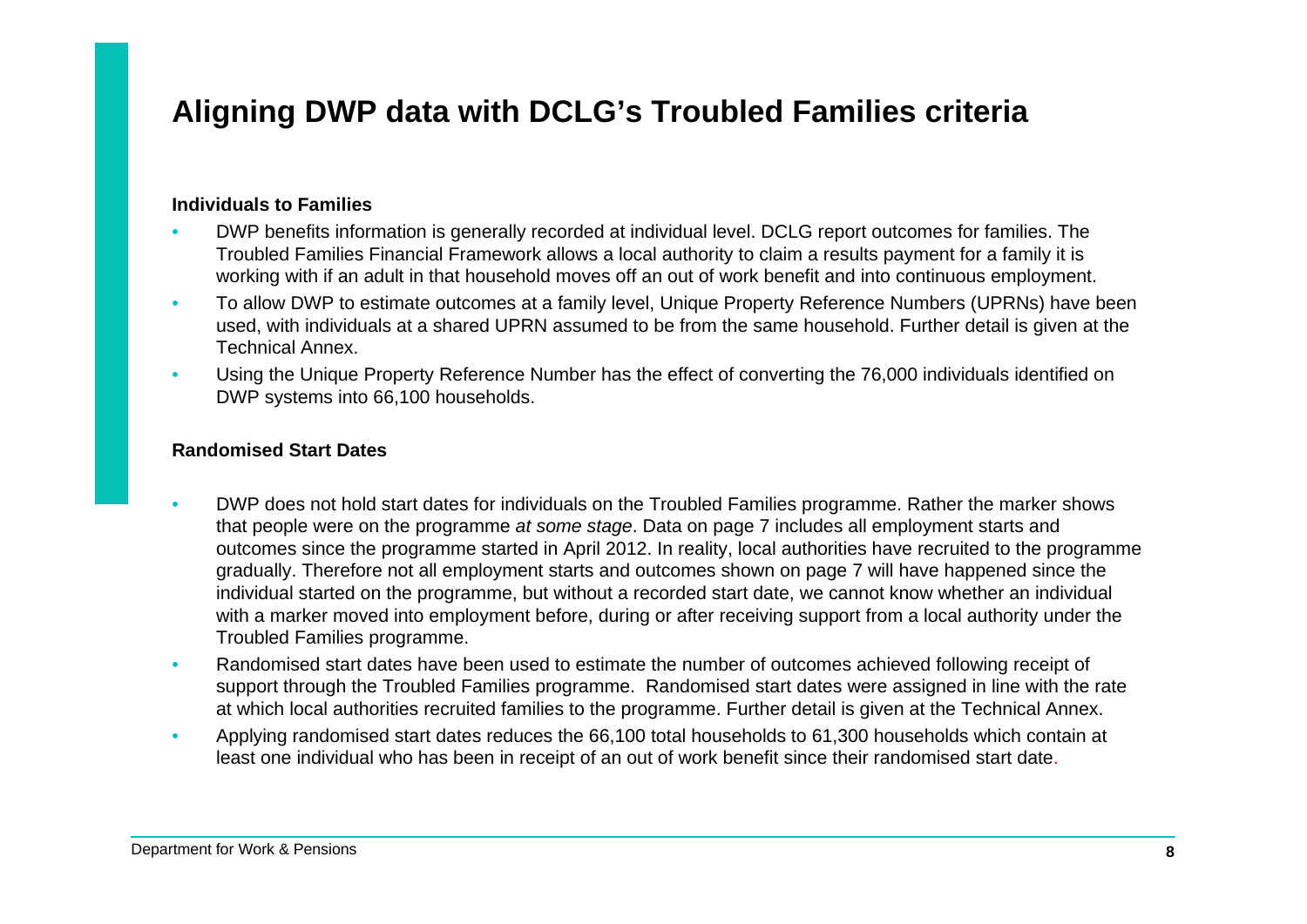# Aligning DWP data with DCLG's Troubled Families criteria

**Individuals to Families**

- DWP benefits information is generally recorded at individual level. DCLG report outcomes for families. The Troubled Families Financial Framework allows a local authority to claim a results payment for a family it is working with if an adult in that household moves off an out of work benefit and into continuous employment.
- To allow DWP to estimate outcomes at a family level, Unique Property Reference Numbers (UPRNs) have been used, with individuals at a shared UPRN assumed to be from the same household. Further detail is given at the Technical Annex.
- Using the Unique Property Reference Number has the effect of converting the 76,000 individuals identified on DWP systems into 66,100 households.

**Randomised Start Dates**

- DWP does not hold start dates for individuals on the Troubled Families programme. Rather the marker shows that people were on the programme *at some stage*. Data on page 7 includes all employment starts and outcomes since the programme started in April 2012. In reality, local authorities have recruited to the programme gradually. Therefore not all employment starts and outcomes shown on page 7 will have happened since the individual started on the programme, but without a recorded start date, we cannot know whether an individual with a marker moved into employment before, during or after receiving support from a local authority under the Troubled Families programme.
- Randomised start dates have been used to estimate the number of outcomes achieved following receipt of support through the Troubled Families programme. Randomised start dates were assigned in line with the rate at which local authorities recruited families to the programme. Further detail is given at the Technical Annex.
- Applying randomised start dates reduces the 66,100 total households to 61,300 households which contain at least one individual who has been in receipt of an out of work benefit since their randomised start date.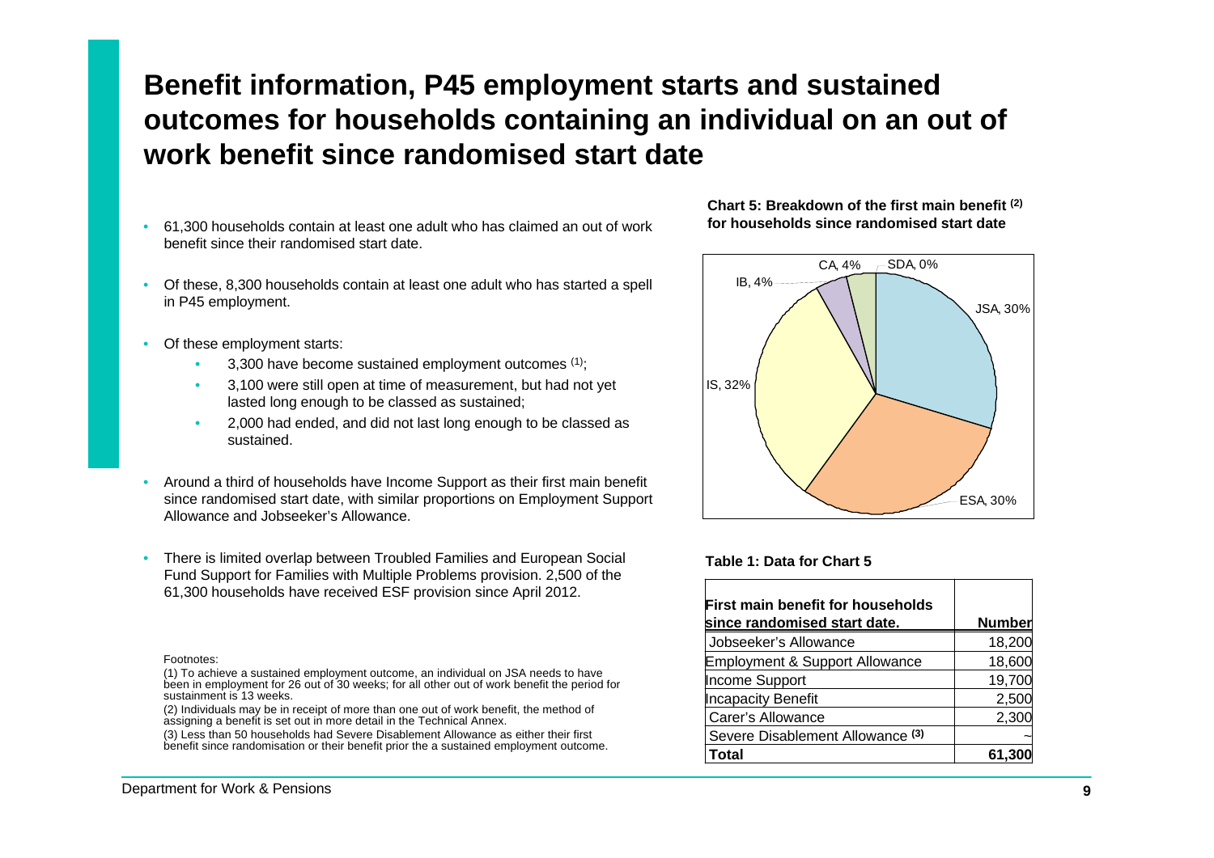# Benefit information, P45 employment starts and sustained outcomes for households containing an individual on an out of work benefit since randomised start date

- 61,300 households contain at least one adult who has claimed an out of work benefit since their randomised start date.
- Of these, 8,300 households contain at least one adult who has started a spell in P45 employment.
- Of these employment starts:
  - 3,300 have become sustained employment outcomes [1];
  - 3,100 were still open at time of measurement, but had not yet lasted long enough to be classed as sustained;
  - 2,000 had ended, and did not last long enough to be classed as sustained.
- Around a third of households have Income Support as their first main benefit since randomised start date, with similar proportions on Employment Support Allowance and Jobseeker's Allowance.
- There is limited overlap between Troubled Families and European Social Fund Support for Families with Multiple Problems provision. 2,500 of the 61,300 households have received ESF provision since April 2012.

**Chart 5: Breakdown of the first main benefit [2] for households since randomised start date**

JSA, 30%; ESA, 30%; IS, 32%; IB, 4%; CA, 4%; SDA, 0%

**Table 1: Data for Chart 5**

| First main benefit for households since randomised start date. | Number |
|---|---|
| Jobseeker's Allowance | 18,200 |
| Employment & Support Allowance | 18,600 |
| Income Support | 19,700 |
| Incapacity Benefit | 2,500 |
| Carer's Allowance | 2,300 |
| Severe Disablement Allowance [3] | ~ |
| **Total** | **61,300** |

Footnotes:

(1) To achieve a sustained employment outcome, an individual on JSA needs to have been in employment for 26 out of 30 weeks; for all other out of work benefit the period for sustainment is 13 weeks.

(2) Individuals may be in receipt of more than one out of work benefit, the method of assigning a benefit is set out in more detail in the Technical Annex.

(3) Less than 50 households had Severe Disablement Allowance as either their first benefit since randomisation or their benefit prior the a sustained employment outcome.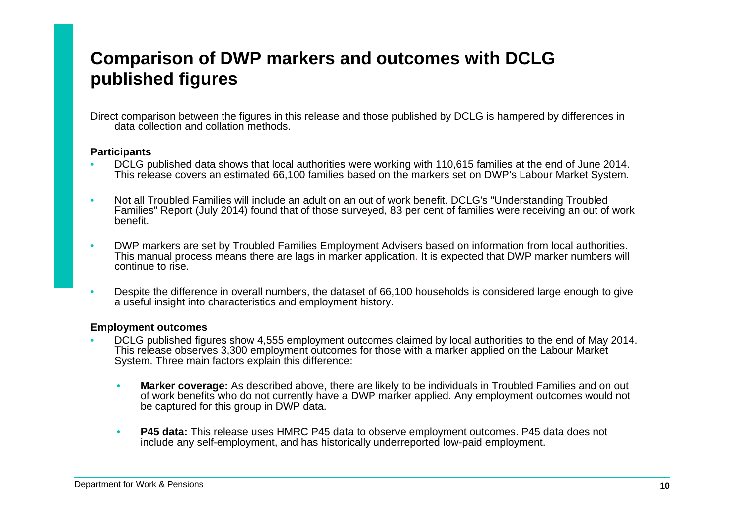# Comparison of DWP markers and outcomes with DCLG published figures

Direct comparison between the figures in this release and those published by DCLG is hampered by differences in data collection and collation methods.

**Participants**

- DCLG published data shows that local authorities were working with 110,615 families at the end of June 2014. This release covers an estimated 66,100 families based on the markers set on DWP's Labour Market System.
- Not all Troubled Families will include an adult on an out of work benefit. DCLG's "Understanding Troubled Families" Report (July 2014) found that of those surveyed, 83 per cent of families were receiving an out of work benefit.
- DWP markers are set by Troubled Families Employment Advisers based on information from local authorities. This manual process means there are lags in marker application. It is expected that DWP marker numbers will continue to rise.
- Despite the difference in overall numbers, the dataset of 66,100 households is considered large enough to give a useful insight into characteristics and employment history.

**Employment outcomes**

- DCLG published figures show 4,555 employment outcomes claimed by local authorities to the end of May 2014. This release observes 3,300 employment outcomes for those with a marker applied on the Labour Market System. Three main factors explain this difference:
  - **Marker coverage:** As described above, there are likely to be individuals in Troubled Families and on out of work benefits who do not currently have a DWP marker applied. Any employment outcomes would not be captured for this group in DWP data.
  - **P45 data:** This release uses HMRC P45 data to observe employment outcomes. P45 data does not include any self-employment, and has historically underreported low-paid employment.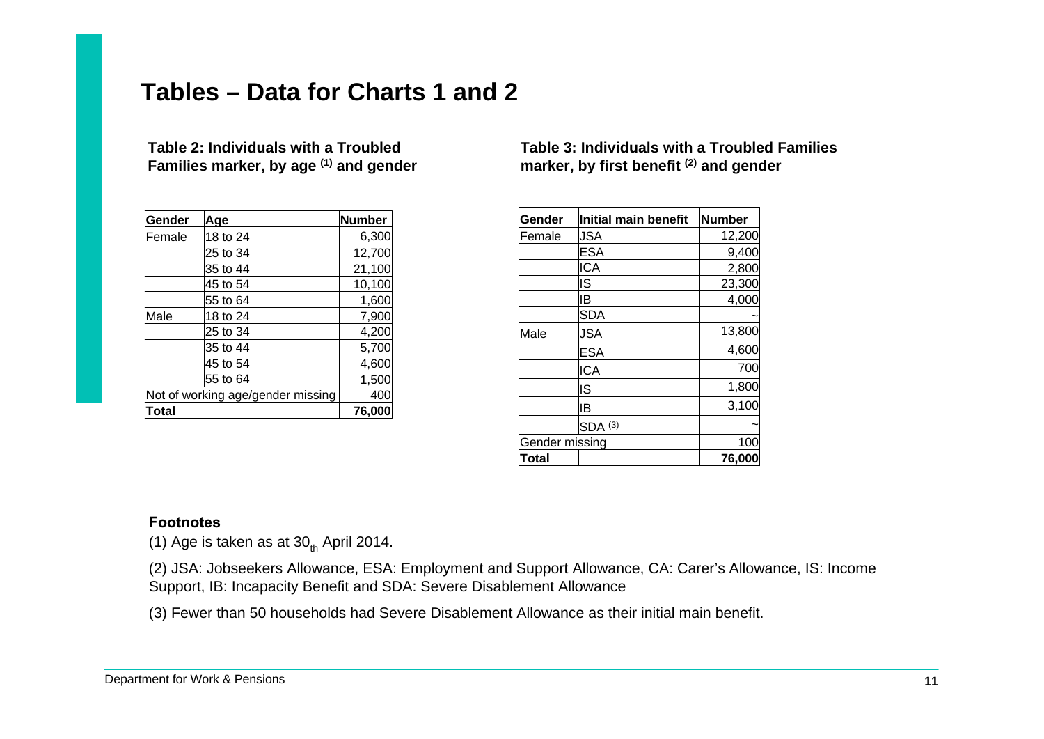# Tables – Data for Charts 1 and 2

**Table 2: Individuals with a Troubled Families marker, by age [(1)] and gender**

| Gender | Age | Number |
|---|---|---|
| Female | 18 to 24 | 6,300 |
| | 25 to 34 | 12,700 |
| | 35 to 44 | 21,100 |
| | 45 to 54 | 10,100 |
| | 55 to 64 | 1,600 |
| Male | 18 to 24 | 7,900 |
| | 25 to 34 | 4,200 |
| | 35 to 44 | 5,700 |
| | 45 to 54 | 4,600 |
| | 55 to 64 | 1,500 |
| Not of working age/gender missing | | 400 |
| **Total** | | **76,000** |

**Table 3: Individuals with a Troubled Families marker, by first benefit [(2)] and gender**

| Gender | Initial main benefit | Number |
|---|---|---|
| Female | JSA | 12,200 |
| | ESA | 9,400 |
| | ICA | 2,800 |
| | IS | 23,300 |
| | IB | 4,000 |
| | SDA | ~ |
| Male | JSA | 13,800 |
| | ESA | 4,600 |
| | ICA | 700 |
| | IS | 1,800 |
| | IB | 3,100 |
| | SDA [(3)] | ~ |
| Gender missing | | 100 |
| **Total** | | **76,000** |

**Footnotes**

(1) Age is taken as at $30_{th}$ April 2014.

(2) JSA: Jobseekers Allowance, ESA: Employment and Support Allowance, CA: Carer's Allowance, IS: Income Support, IB: Incapacity Benefit and SDA: Severe Disablement Allowance

(3) Fewer than 50 households had Severe Disablement Allowance as their initial main benefit.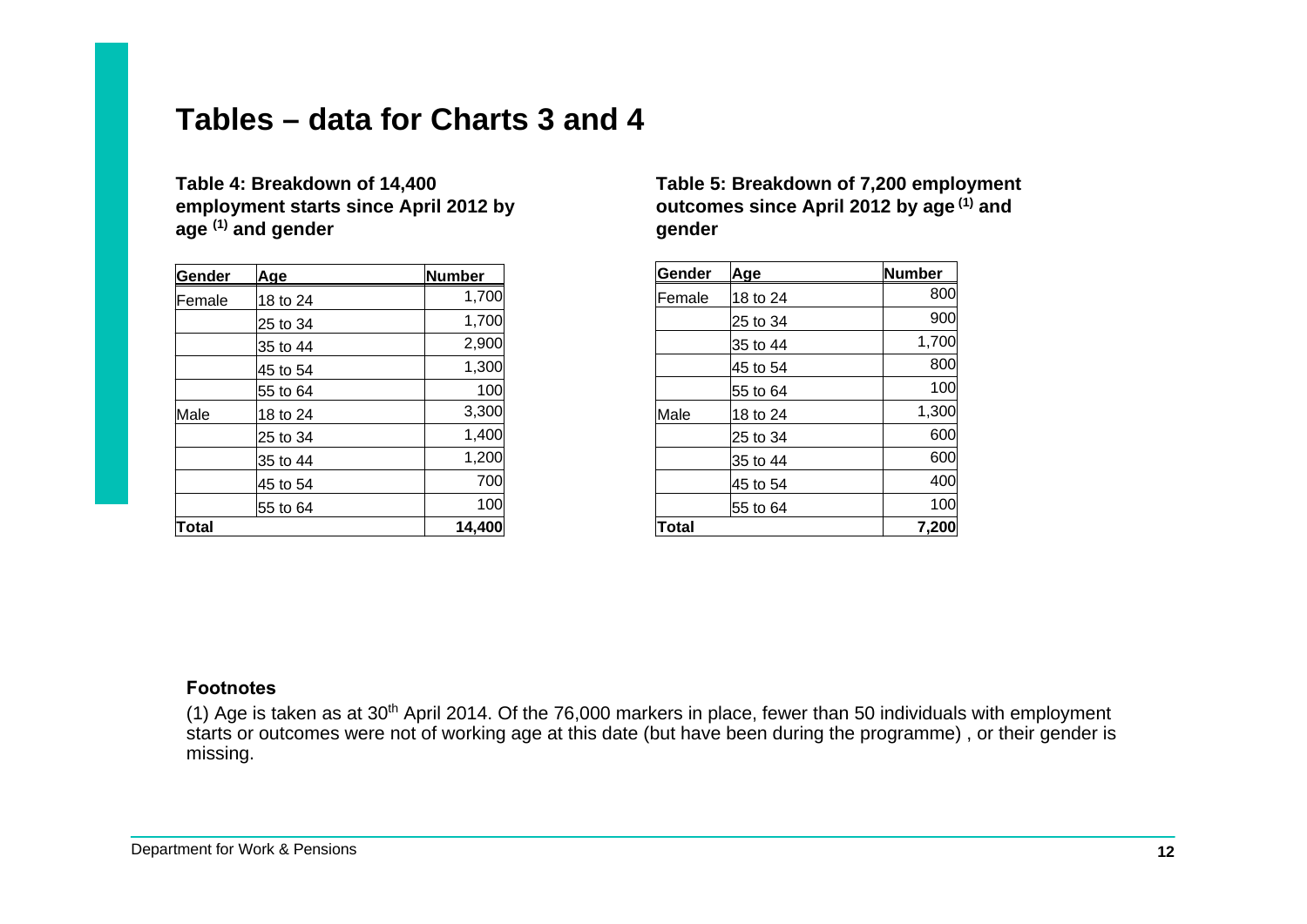# Tables – data for Charts 3 and 4

**Table 4: Breakdown of 14,400 employment starts since April 2012 by age [(1)] and gender**

| Gender | Age | Number |
|---|---|---|
| Female | 18 to 24 | 1,700 |
| | 25 to 34 | 1,700 |
| | 35 to 44 | 2,900 |
| | 45 to 54 | 1,300 |
| | 55 to 64 | 100 |
| Male | 18 to 24 | 3,300 |
| | 25 to 34 | 1,400 |
| | 35 to 44 | 1,200 |
| | 45 to 54 | 700 |
| | 55 to 64 | 100 |
| **Total** | | **14,400** |

**Table 5: Breakdown of 7,200 employment outcomes since April 2012 by age [(1)] and gender**

| Gender | Age | Number |
|---|---|---|
| Female | 18 to 24 | 800 |
| | 25 to 34 | 900 |
| | 35 to 44 | 1,700 |
| | 45 to 54 | 800 |
| | 55 to 64 | 100 |
| Male | 18 to 24 | 1,300 |
| | 25 to 34 | 600 |
| | 35 to 44 | 600 |
| | 45 to 54 | 400 |
| | 55 to 64 | 100 |
| **Total** | | **7,200** |

**Footnotes**

(1) Age is taken as at 30th April 2014. Of the 76,000 markers in place, fewer than 50 individuals with employment starts or outcomes were not of working age at this date (but have been during the programme) , or their gender is missing.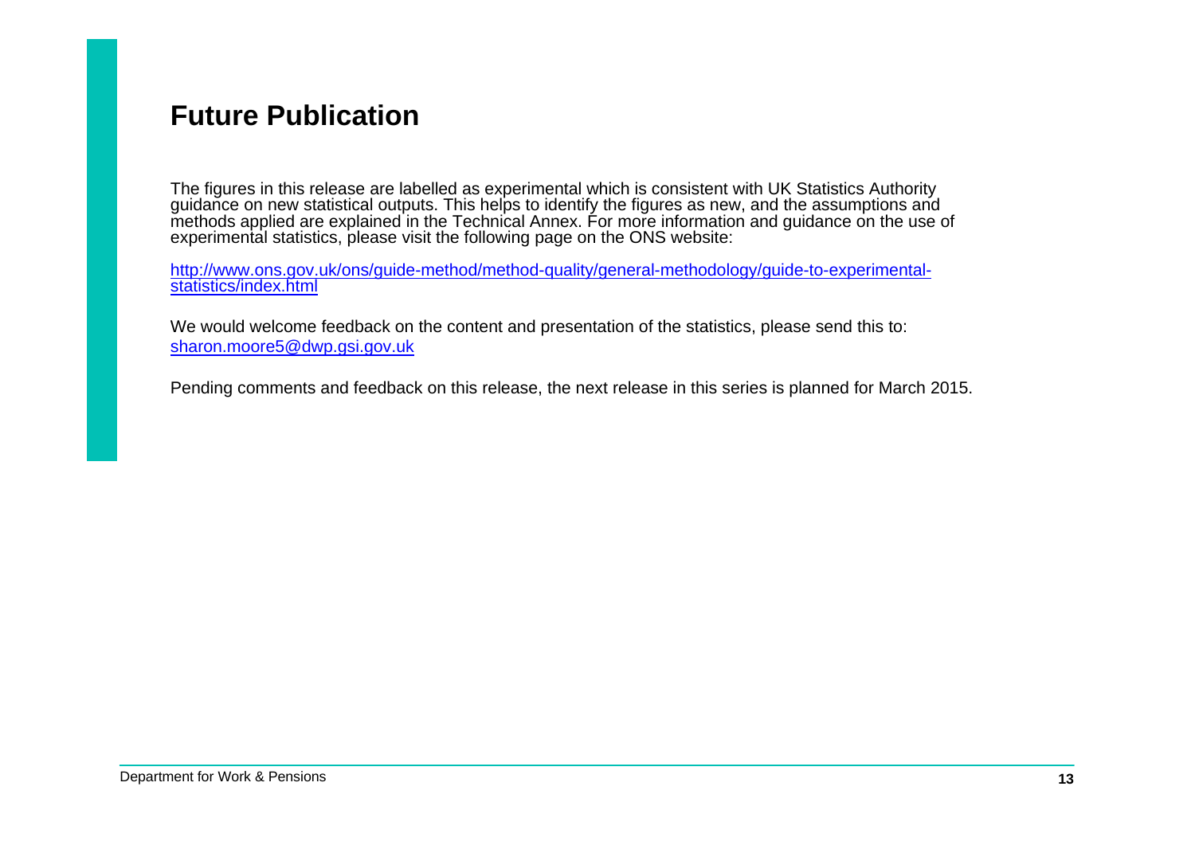## Future Publication

The figures in this release are labelled as experimental which is consistent with UK Statistics Authority guidance on new statistical outputs. This helps to identify the figures as new, and the assumptions and methods applied are explained in the Technical Annex. For more information and guidance on the use of experimental statistics, please visit the following page on the ONS website:

http://www.ons.gov.uk/ons/guide-method/method-quality/general-methodology/guide-to-experimental-statistics/index.html

We would welcome feedback on the content and presentation of the statistics, please send this to: sharon.moore5@dwp.gsi.gov.uk

Pending comments and feedback on this release, the next release in this series is planned for March 2015.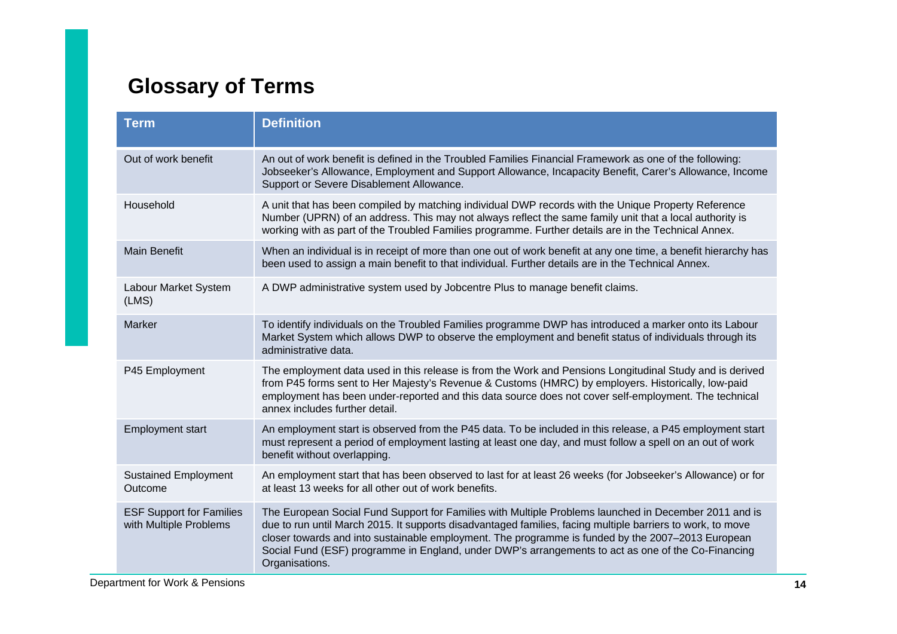## Glossary of Terms

| Term | Definition |
| --- | --- |
| Out of work benefit | An out of work benefit is defined in the Troubled Families Financial Framework as one of the following: Jobseeker's Allowance, Employment and Support Allowance, Incapacity Benefit, Carer's Allowance, Income Support or Severe Disablement Allowance. |
| Household | A unit that has been compiled by matching individual DWP records with the Unique Property Reference Number (UPRN) of an address. This may not always reflect the same family unit that a local authority is working with as part of the Troubled Families programme. Further details are in the Technical Annex. |
| Main Benefit | When an individual is in receipt of more than one out of work benefit at any one time, a benefit hierarchy has been used to assign a main benefit to that individual. Further details are in the Technical Annex. |
| Labour Market System (LMS) | A DWP administrative system used by Jobcentre Plus to manage benefit claims. |
| Marker | To identify individuals on the Troubled Families programme DWP has introduced a marker onto its Labour Market System which allows DWP to observe the employment and benefit status of individuals through its administrative data. |
| P45 Employment | The employment data used in this release is from the Work and Pensions Longitudinal Study and is derived from P45 forms sent to Her Majesty's Revenue & Customs (HMRC) by employers. Historically, low-paid employment has been under-reported and this data source does not cover self-employment. The technical annex includes further detail. |
| Employment start | An employment start is observed from the P45 data. To be included in this release, a P45 employment start must represent a period of employment lasting at least one day, and must follow a spell on an out of work benefit without overlapping. |
| Sustained Employment Outcome | An employment start that has been observed to last for at least 26 weeks (for Jobseeker's Allowance) or for at least 13 weeks for all other out of work benefits. |
| ESF Support for Families with Multiple Problems | The European Social Fund Support for Families with Multiple Problems launched in December 2011 and is due to run until March 2015. It supports disadvantaged families, facing multiple barriers to work, to move closer towards and into sustainable employment. The programme is funded by the 2007–2013 European Social Fund (ESF) programme in England, under DWP's arrangements to act as one of the Co-Financing Organisations. |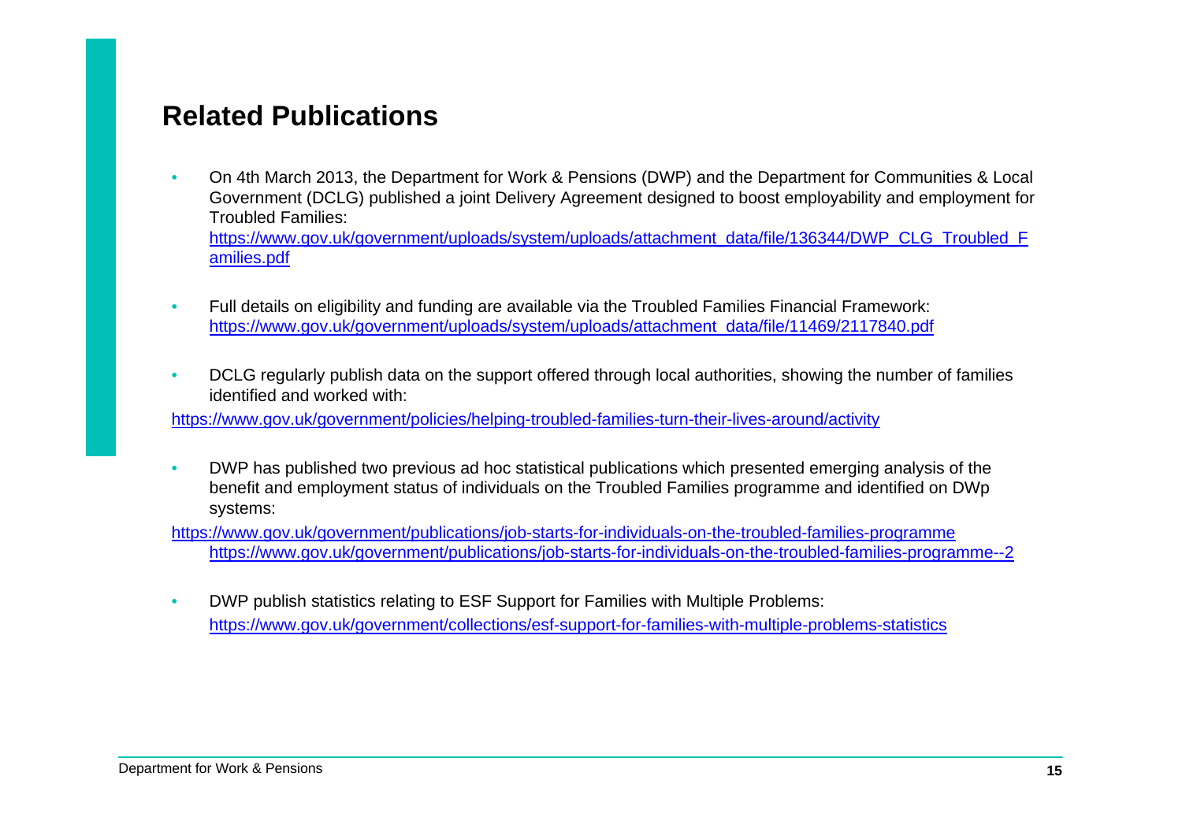## Related Publications

- On 4th March 2013, the Department for Work & Pensions (DWP) and the Department for Communities & Local Government (DCLG) published a joint Delivery Agreement designed to boost employability and employment for Troubled Families: https://www.gov.uk/government/uploads/system/uploads/attachment_data/file/136344/DWP_CLG_Troubled_Families.pdf

- Full details on eligibility and funding are available via the Troubled Families Financial Framework: https://www.gov.uk/government/uploads/system/uploads/attachment_data/file/11469/2117840.pdf

- DCLG regularly publish data on the support offered through local authorities, showing the number of families identified and worked with:

https://www.gov.uk/government/policies/helping-troubled-families-turn-their-lives-around/activity

- DWP has published two previous ad hoc statistical publications which presented emerging analysis of the benefit and employment status of individuals on the Troubled Families programme and identified on DWp systems:

https://www.gov.uk/government/publications/job-starts-for-individuals-on-the-troubled-families-programme
https://www.gov.uk/government/publications/job-starts-for-individuals-on-the-troubled-families-programme--2

- DWP publish statistics relating to ESF Support for Families with Multiple Problems: https://www.gov.uk/government/collections/esf-support-for-families-with-multiple-problems-statistics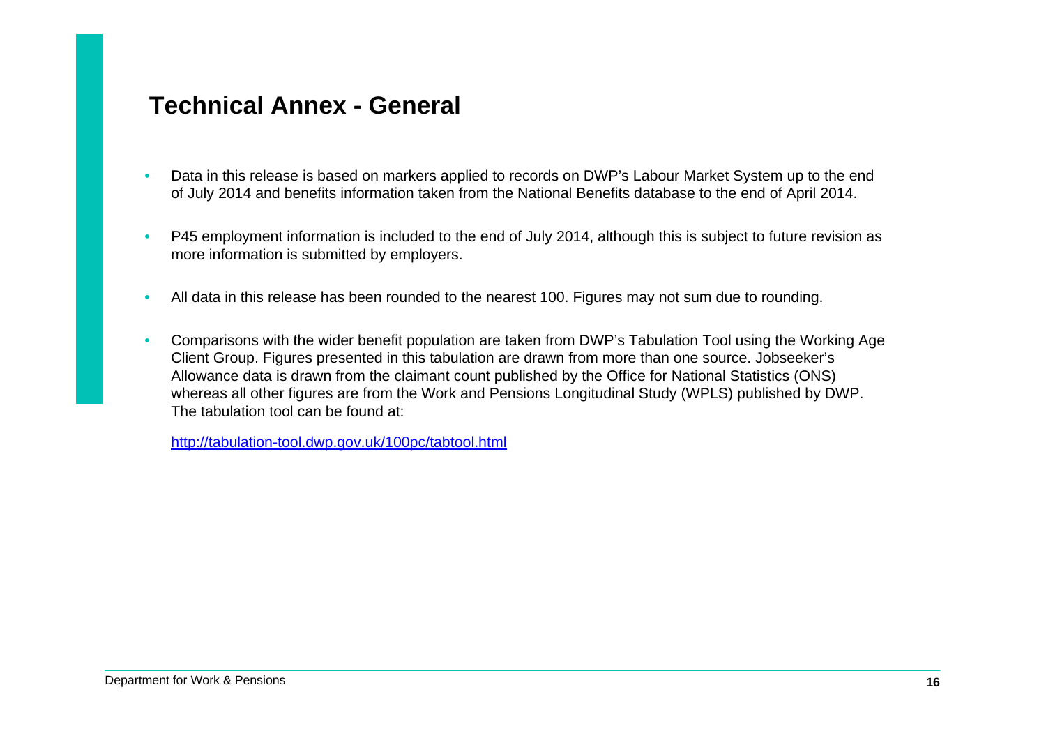## Technical Annex - General

- Data in this release is based on markers applied to records on DWP's Labour Market System up to the end of July 2014 and benefits information taken from the National Benefits database to the end of April 2014.

- P45 employment information is included to the end of July 2014, although this is subject to future revision as more information is submitted by employers.

- All data in this release has been rounded to the nearest 100. Figures may not sum due to rounding.

- Comparisons with the wider benefit population are taken from DWP's Tabulation Tool using the Working Age Client Group. Figures presented in this tabulation are drawn from more than one source. Jobseeker's Allowance data is drawn from the claimant count published by the Office for National Statistics (ONS) whereas all other figures are from the Work and Pensions Longitudinal Study (WPLS) published by DWP. The tabulation tool can be found at:

  http://tabulation-tool.dwp.gov.uk/100pc/tabtool.html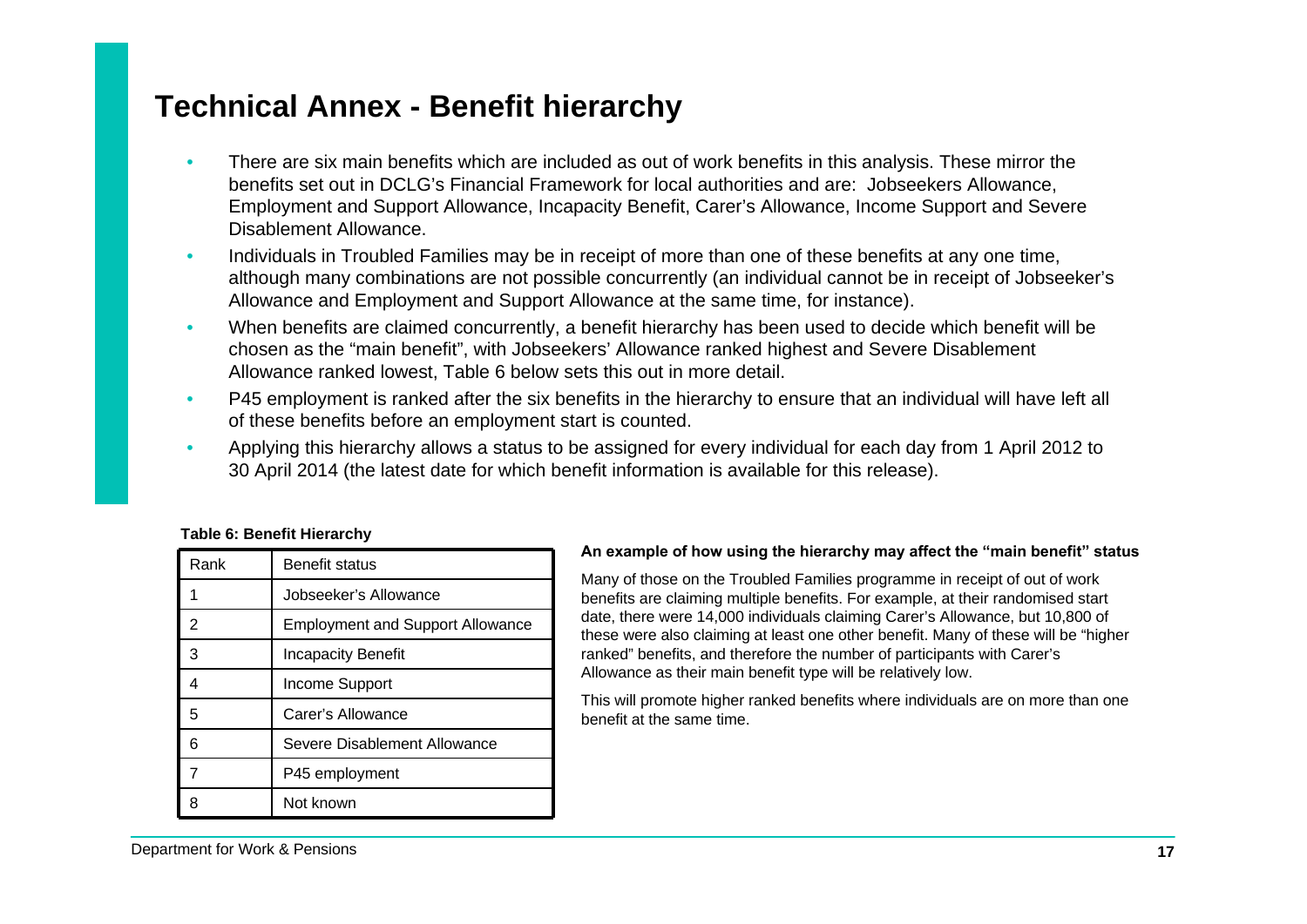# Technical Annex - Benefit hierarchy

- There are six main benefits which are included as out of work benefits in this analysis. These mirror the benefits set out in DCLG's Financial Framework for local authorities and are: Jobseekers Allowance, Employment and Support Allowance, Incapacity Benefit, Carer's Allowance, Income Support and Severe Disablement Allowance.
- Individuals in Troubled Families may be in receipt of more than one of these benefits at any one time, although many combinations are not possible concurrently (an individual cannot be in receipt of Jobseeker's Allowance and Employment and Support Allowance at the same time, for instance).
- When benefits are claimed concurrently, a benefit hierarchy has been used to decide which benefit will be chosen as the "main benefit", with Jobseekers' Allowance ranked highest and Severe Disablement Allowance ranked lowest, Table 6 below sets this out in more detail.
- P45 employment is ranked after the six benefits in the hierarchy to ensure that an individual will have left all of these benefits before an employment start is counted.
- Applying this hierarchy allows a status to be assigned for every individual for each day from 1 April 2012 to 30 April 2014 (the latest date for which benefit information is available for this release).

**Table 6: Benefit Hierarchy**

| Rank | Benefit status |
|---|---|
| 1 | Jobseeker's Allowance |
| 2 | Employment and Support Allowance |
| 3 | Incapacity Benefit |
| 4 | Income Support |
| 5 | Carer's Allowance |
| 6 | Severe Disablement Allowance |
| 7 | P45 employment |
| 8 | Not known |

**An example of how using the hierarchy may affect the "main benefit" status**

Many of those on the Troubled Families programme in receipt of out of work benefits are claiming multiple benefits. For example, at their randomised start date, there were 14,000 individuals claiming Carer's Allowance, but 10,800 of these were also claiming at least one other benefit. Many of these will be "higher ranked" benefits, and therefore the number of participants with Carer's Allowance as their main benefit type will be relatively low.

This will promote higher ranked benefits where individuals are on more than one benefit at the same time.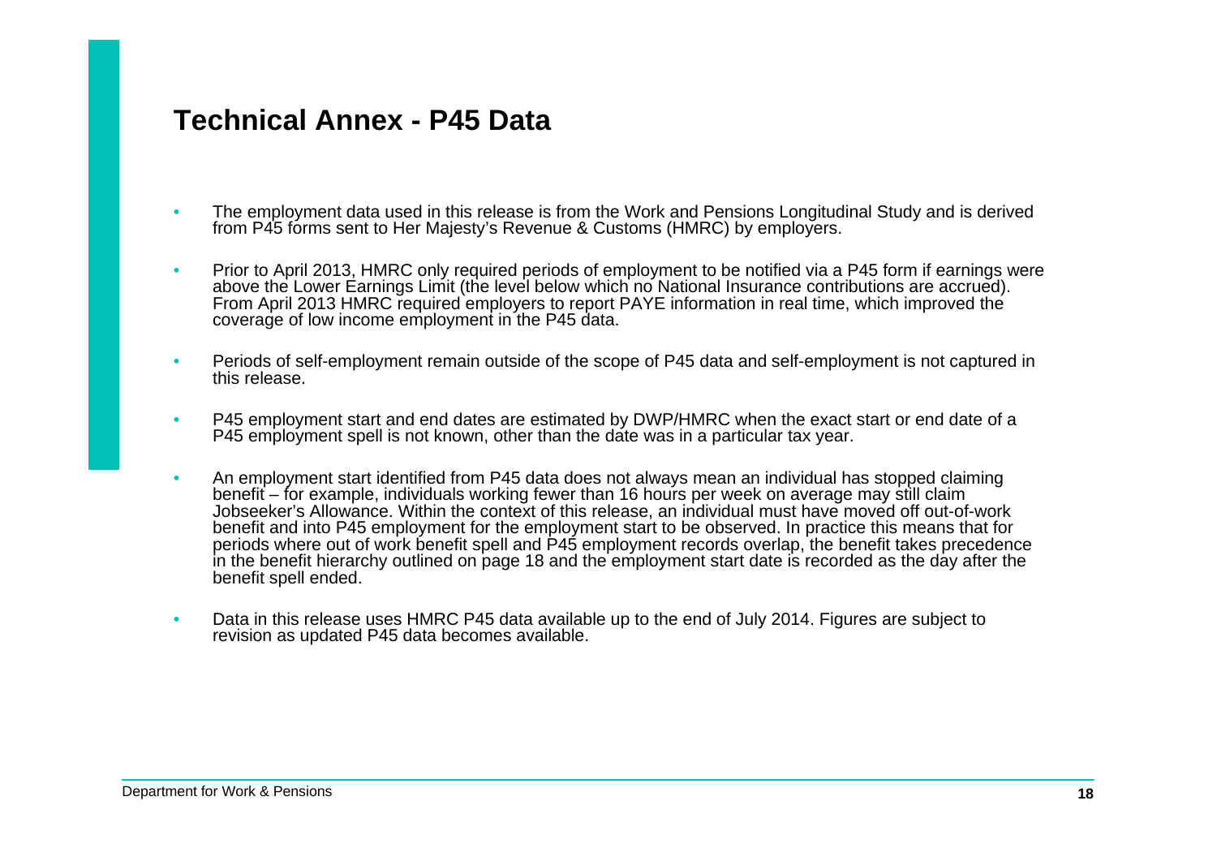## Technical Annex - P45 Data

- The employment data used in this release is from the Work and Pensions Longitudinal Study and is derived from P45 forms sent to Her Majesty's Revenue & Customs (HMRC) by employers.
- Prior to April 2013, HMRC only required periods of employment to be notified via a P45 form if earnings were above the Lower Earnings Limit (the level below which no National Insurance contributions are accrued). From April 2013 HMRC required employers to report PAYE information in real time, which improved the coverage of low income employment in the P45 data.
- Periods of self-employment remain outside of the scope of P45 data and self-employment is not captured in this release.
- P45 employment start and end dates are estimated by DWP/HMRC when the exact start or end date of a P45 employment spell is not known, other than the date was in a particular tax year.
- An employment start identified from P45 data does not always mean an individual has stopped claiming benefit – for example, individuals working fewer than 16 hours per week on average may still claim Jobseeker's Allowance. Within the context of this release, an individual must have moved off out-of-work benefit and into P45 employment for the employment start to be observed. In practice this means that for periods where out of work benefit spell and P45 employment records overlap, the benefit takes precedence in the benefit hierarchy outlined on page 18 and the employment start date is recorded as the day after the benefit spell ended.
- Data in this release uses HMRC P45 data available up to the end of July 2014. Figures are subject to revision as updated P45 data becomes available.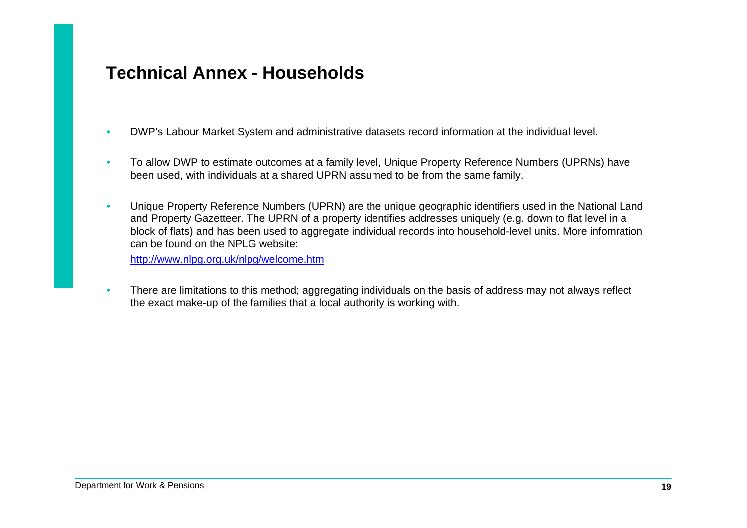# Technical Annex - Households

- DWP's Labour Market System and administrative datasets record information at the individual level.
- To allow DWP to estimate outcomes at a family level, Unique Property Reference Numbers (UPRNs) have been used, with individuals at a shared UPRN assumed to be from the same family.
- Unique Property Reference Numbers (UPRN) are the unique geographic identifiers used in the National Land and Property Gazetteer. The UPRN of a property identifies addresses uniquely (e.g. down to flat level in a block of flats) and has been used to aggregate individual records into household-level units. More infomration can be found on the NPLG website:

  http://www.nlpg.org.uk/nlpg/welcome.htm
- There are limitations to this method; aggregating individuals on the basis of address may not always reflect the exact make-up of the families that a local authority is working with.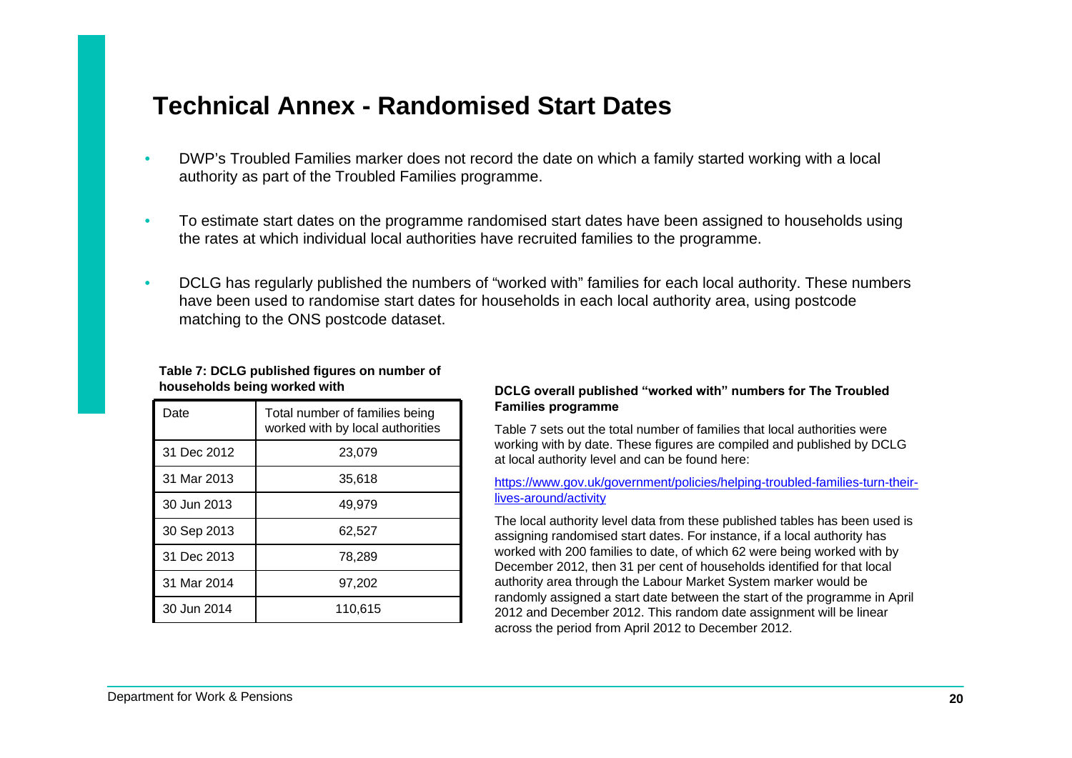# Technical Annex - Randomised Start Dates

- DWP's Troubled Families marker does not record the date on which a family started working with a local authority as part of the Troubled Families programme.
- To estimate start dates on the programme randomised start dates have been assigned to households using the rates at which individual local authorities have recruited families to the programme.
- DCLG has regularly published the numbers of "worked with" families for each local authority. These numbers have been used to randomise start dates for households in each local authority area, using postcode matching to the ONS postcode dataset.

**Table 7: DCLG published figures on number of households being worked with**

| Date | Total number of families being worked with by local authorities |
|---|---|
| 31 Dec 2012 | 23,079 |
| 31 Mar 2013 | 35,618 |
| 30 Jun 2013 | 49,979 |
| 30 Sep 2013 | 62,527 |
| 31 Dec 2013 | 78,289 |
| 31 Mar 2014 | 97,202 |
| 30 Jun 2014 | 110,615 |

**DCLG overall published "worked with" numbers for The Troubled Families programme**

Table 7 sets out the total number of families that local authorities were working with by date. These figures are compiled and published by DCLG at local authority level and can be found here:

https://www.gov.uk/government/policies/helping-troubled-families-turn-their-lives-around/activity

The local authority level data from these published tables has been used is assigning randomised start dates. For instance, if a local authority has worked with 200 families to date, of which 62 were being worked with by December 2012, then 31 per cent of households identified for that local authority area through the Labour Market System marker would be randomly assigned a start date between the start of the programme in April 2012 and December 2012. This random date assignment will be linear across the period from April 2012 to December 2012.